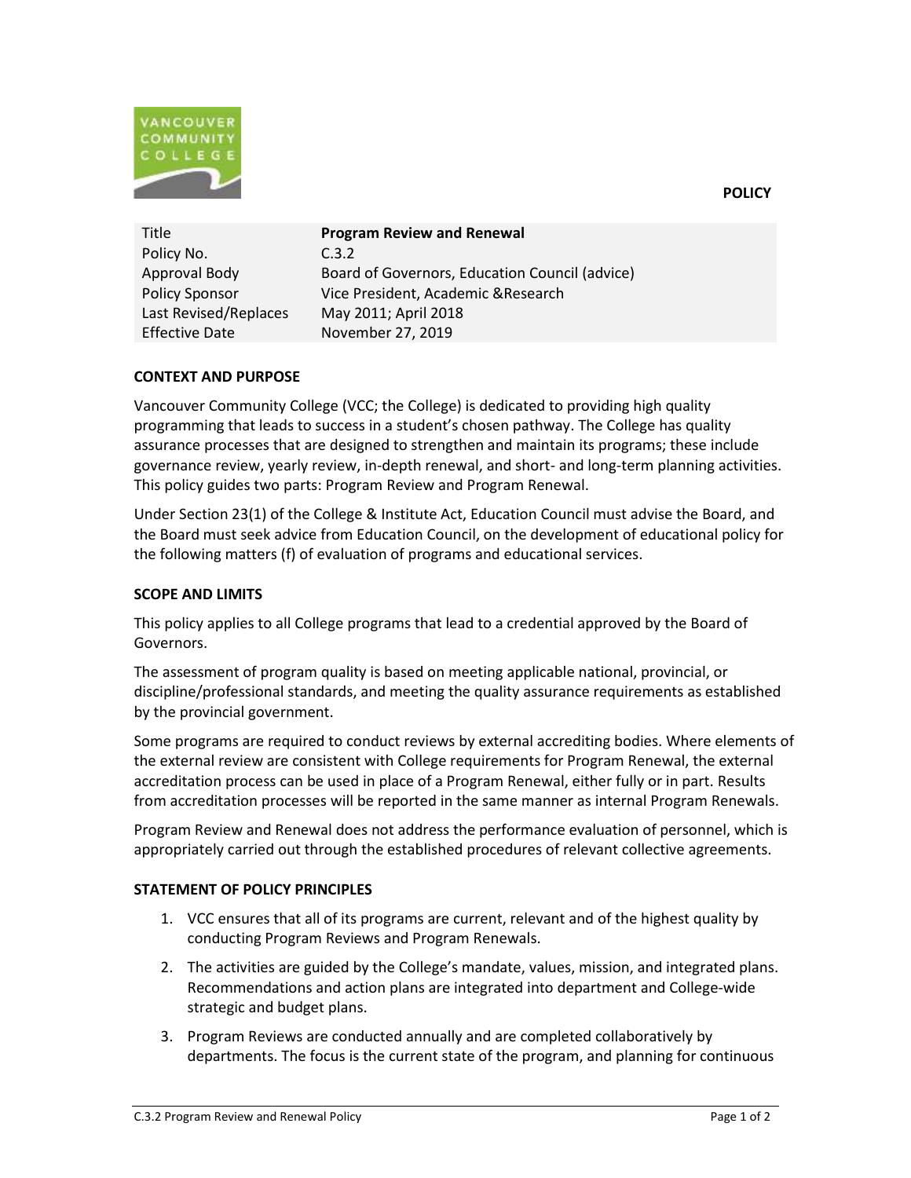**POLICY**

| Title | **Program Review and Renewal** |
| --- | --- |
| Policy No. | C.3.2 |
| Approval Body | Board of Governors, Education Council (advice) |
| Policy Sponsor | Vice President, Academic &Research |
| Last Revised/Replaces | May 2011; April 2018 |
| Effective Date | November 27, 2019 |

## CONTEXT AND PURPOSE

Vancouver Community College (VCC; the College) is dedicated to providing high quality programming that leads to success in a student's chosen pathway. The College has quality assurance processes that are designed to strengthen and maintain its programs; these include governance review, yearly review, in-depth renewal, and short- and long-term planning activities. This policy guides two parts: Program Review and Program Renewal.

Under Section 23(1) of the College & Institute Act, Education Council must advise the Board, and the Board must seek advice from Education Council, on the development of educational policy for the following matters (f) of evaluation of programs and educational services.

## SCOPE AND LIMITS

This policy applies to all College programs that lead to a credential approved by the Board of Governors.

The assessment of program quality is based on meeting applicable national, provincial, or discipline/professional standards, and meeting the quality assurance requirements as established by the provincial government.

Some programs are required to conduct reviews by external accrediting bodies. Where elements of the external review are consistent with College requirements for Program Renewal, the external accreditation process can be used in place of a Program Renewal, either fully or in part. Results from accreditation processes will be reported in the same manner as internal Program Renewals.

Program Review and Renewal does not address the performance evaluation of personnel, which is appropriately carried out through the established procedures of relevant collective agreements.

## STATEMENT OF POLICY PRINCIPLES

1. VCC ensures that all of its programs are current, relevant and of the highest quality by conducting Program Reviews and Program Renewals.
2. The activities are guided by the College's mandate, values, mission, and integrated plans. Recommendations and action plans are integrated into department and College-wide strategic and budget plans.
3. Program Reviews are conducted annually and are completed collaboratively by departments. The focus is the current state of the program, and planning for continuous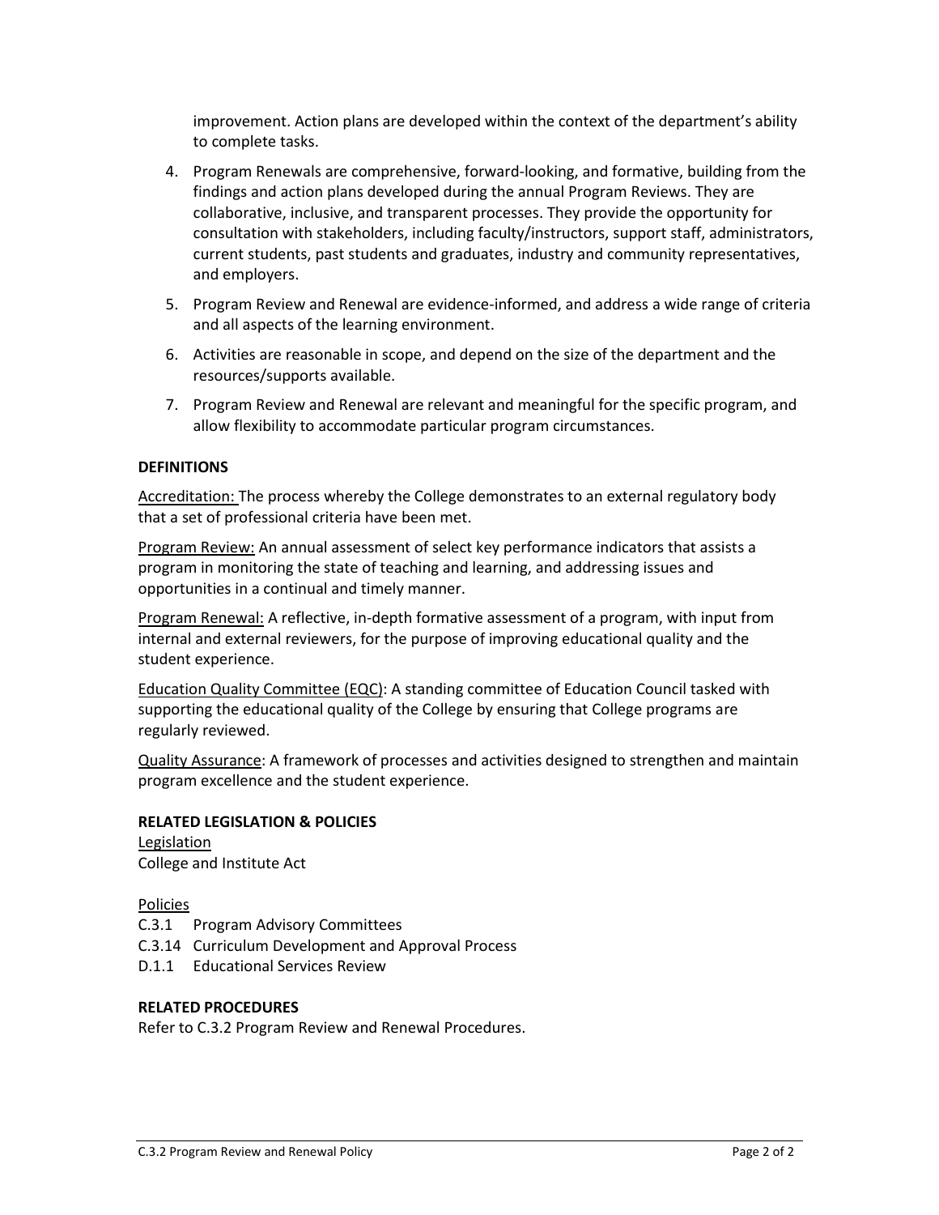improvement. Action plans are developed within the context of the department's ability to complete tasks.

4. Program Renewals are comprehensive, forward-looking, and formative, building from the findings and action plans developed during the annual Program Reviews. They are collaborative, inclusive, and transparent processes. They provide the opportunity for consultation with stakeholders, including faculty/instructors, support staff, administrators, current students, past students and graduates, industry and community representatives, and employers.
5. Program Review and Renewal are evidence-informed, and address a wide range of criteria and all aspects of the learning environment.
6. Activities are reasonable in scope, and depend on the size of the department and the resources/supports available.
7. Program Review and Renewal are relevant and meaningful for the specific program, and allow flexibility to accommodate particular program circumstances.

**DEFINITIONS**

Accreditation: The process whereby the College demonstrates to an external regulatory body that a set of professional criteria have been met.

Program Review: An annual assessment of select key performance indicators that assists a program in monitoring the state of teaching and learning, and addressing issues and opportunities in a continual and timely manner.

Program Renewal: A reflective, in-depth formative assessment of a program, with input from internal and external reviewers, for the purpose of improving educational quality and the student experience.

Education Quality Committee (EQC): A standing committee of Education Council tasked with supporting the educational quality of the College by ensuring that College programs are regularly reviewed.

Quality Assurance: A framework of processes and activities designed to strengthen and maintain program excellence and the student experience.

**RELATED LEGISLATION & POLICIES**

Legislation
College and Institute Act

Policies
C.3.1 Program Advisory Committees
C.3.14 Curriculum Development and Approval Process
D.1.1 Educational Services Review

**RELATED PROCEDURES**

Refer to C.3.2 Program Review and Renewal Procedures.